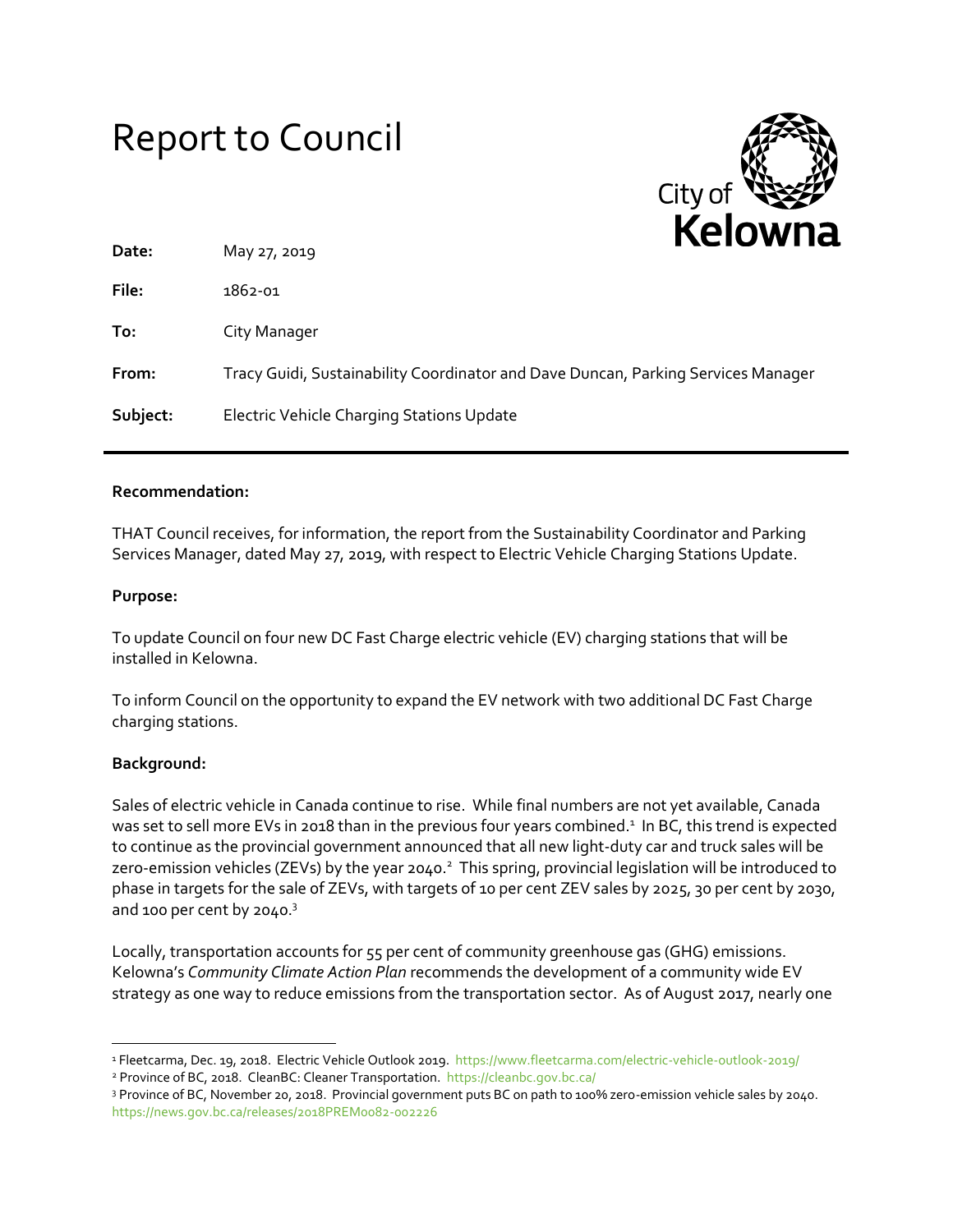# Report to Council

City of **Kelowna**

**Date:** May 27, 2019

**File:** 1862-01

**To:** City Manager

**From:** Tracy Guidi, Sustainability Coordinator and Dave Duncan, Parking Services Manager

**Subject:** Electric Vehicle Charging Stations Update

---

**Recommendation:**

THAT Council receives, for information, the report from the Sustainability Coordinator and Parking Services Manager, dated May 27, 2019, with respect to Electric Vehicle Charging Stations Update.

**Purpose:**

To update Council on four new DC Fast Charge electric vehicle (EV) charging stations that will be installed in Kelowna.

To inform Council on the opportunity to expand the EV network with two additional DC Fast Charge charging stations.

**Background:**

Sales of electric vehicle in Canada continue to rise. While final numbers are not yet available, Canada was set to sell more EVs in 2018 than in the previous four years combined.[1] In BC, this trend is expected to continue as the provincial government announced that all new light-duty car and truck sales will be zero-emission vehicles (ZEVs) by the year 2040.[2] This spring, provincial legislation will be introduced to phase in targets for the sale of ZEVs, with targets of 10 per cent ZEV sales by 2025, 30 per cent by 2030, and 100 per cent by 2040.[3]

Locally, transportation accounts for 55 per cent of community greenhouse gas (GHG) emissions. Kelowna's *Community Climate Action Plan* recommends the development of a community wide EV strategy as one way to reduce emissions from the transportation sector. As of August 2017, nearly one

---

[1] Fleetcarma, Dec. 19, 2018. Electric Vehicle Outlook 2019. https://www.fleetcarma.com/electric-vehicle-outlook-2019/

[2] Province of BC, 2018. CleanBC: Cleaner Transportation. https://cleanbc.gov.bc.ca/

[3] Province of BC, November 20, 2018. Provincial government puts BC on path to 100% zero-emission vehicle sales by 2040. https://news.gov.bc.ca/releases/2018PREM0082-002226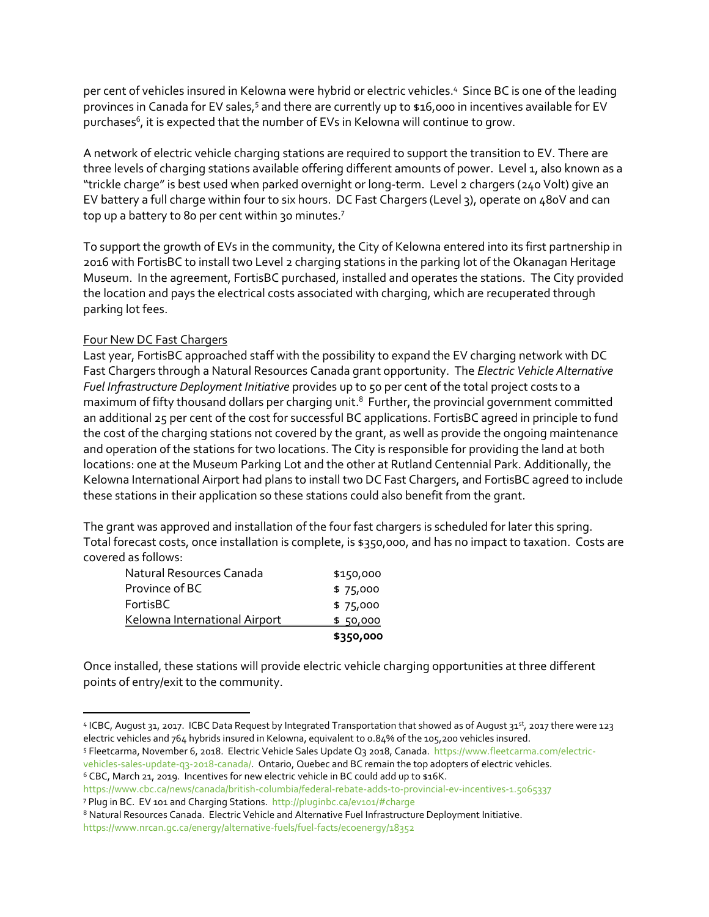per cent of vehicles insured in Kelowna were hybrid or electric vehicles.[4] Since BC is one of the leading provinces in Canada for EV sales,[5] and there are currently up to $16,000 in incentives available for EV purchases[6], it is expected that the number of EVs in Kelowna will continue to grow.

A network of electric vehicle charging stations are required to support the transition to EV. There are three levels of charging stations available offering different amounts of power. Level 1, also known as a "trickle charge" is best used when parked overnight or long-term. Level 2 chargers (240 Volt) give an EV battery a full charge within four to six hours. DC Fast Chargers (Level 3), operate on 480V and can top up a battery to 80 per cent within 30 minutes.[7]

To support the growth of EVs in the community, the City of Kelowna entered into its first partnership in 2016 with FortisBC to install two Level 2 charging stations in the parking lot of the Okanagan Heritage Museum. In the agreement, FortisBC purchased, installed and operates the stations. The City provided the location and pays the electrical costs associated with charging, which are recuperated through parking lot fees.

Four New DC Fast Chargers

Last year, FortisBC approached staff with the possibility to expand the EV charging network with DC Fast Chargers through a Natural Resources Canada grant opportunity. The *Electric Vehicle Alternative Fuel Infrastructure Deployment Initiative* provides up to 50 per cent of the total project costs to a maximum of fifty thousand dollars per charging unit.[8] Further, the provincial government committed an additional 25 per cent of the cost for successful BC applications. FortisBC agreed in principle to fund the cost of the charging stations not covered by the grant, as well as provide the ongoing maintenance and operation of the stations for two locations. The City is responsible for providing the land at both locations: one at the Museum Parking Lot and the other at Rutland Centennial Park. Additionally, the Kelowna International Airport had plans to install two DC Fast Chargers, and FortisBC agreed to include these stations in their application so these stations could also benefit from the grant.

The grant was approved and installation of the four fast chargers is scheduled for later this spring. Total forecast costs, once installation is complete, is $350,000, and has no impact to taxation. Costs are covered as follows:

| | |
|---|---|
| Natural Resources Canada | $150,000 |
| Province of BC | $ 75,000 |
| FortisBC | $ 75,000 |
| Kelowna International Airport | $ 50,000 |
| | **$350,000** |

Once installed, these stations will provide electric vehicle charging opportunities at three different points of entry/exit to the community.

---

[4] ICBC, August 31, 2017. ICBC Data Request by Integrated Transportation that showed as of August 31st, 2017 there were 123 electric vehicles and 764 hybrids insured in Kelowna, equivalent to 0.84% of the 105,200 vehicles insured.

[5] Fleetcarma, November 6, 2018. Electric Vehicle Sales Update Q3 2018, Canada. https://www.fleetcarma.com/electric-vehicles-sales-update-q3-2018-canada/. Ontario, Quebec and BC remain the top adopters of electric vehicles.

[6] CBC, March 21, 2019. Incentives for new electric vehicle in BC could add up to $16K. https://www.cbc.ca/news/canada/british-columbia/federal-rebate-adds-to-provincial-ev-incentives-1.5065337

[7] Plug in BC. EV 101 and Charging Stations. http://pluginbc.ca/ev101/#charge

[8] Natural Resources Canada. Electric Vehicle and Alternative Fuel Infrastructure Deployment Initiative. https://www.nrcan.gc.ca/energy/alternative-fuels/fuel-facts/ecoenergy/18352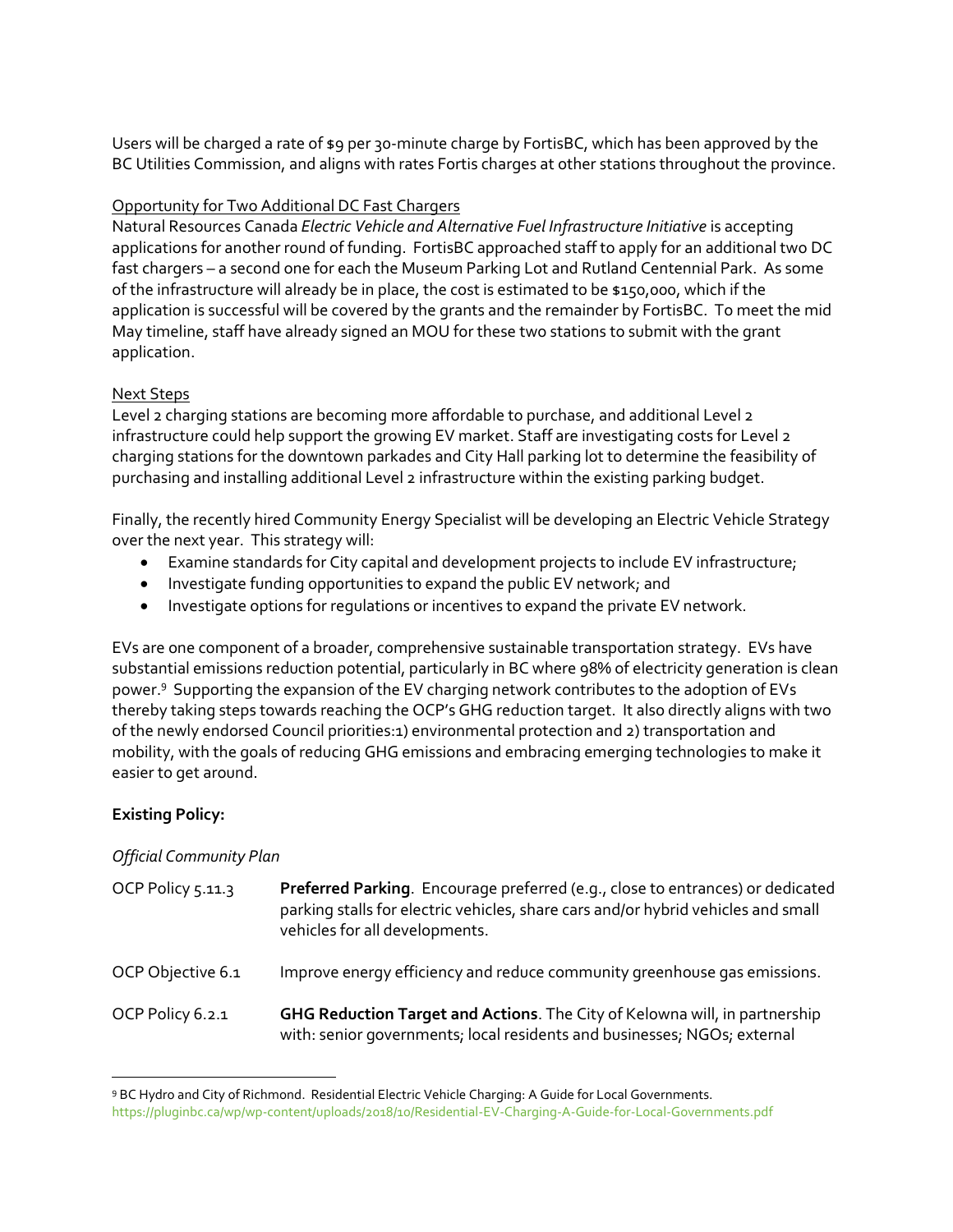Users will be charged a rate of $9 per 30-minute charge by FortisBC, which has been approved by the BC Utilities Commission, and aligns with rates Fortis charges at other stations throughout the province.

Opportunity for Two Additional DC Fast Chargers

Natural Resources Canada *Electric Vehicle and Alternative Fuel Infrastructure Initiative* is accepting applications for another round of funding. FortisBC approached staff to apply for an additional two DC fast chargers – a second one for each the Museum Parking Lot and Rutland Centennial Park. As some of the infrastructure will already be in place, the cost is estimated to be $150,000, which if the application is successful will be covered by the grants and the remainder by FortisBC. To meet the mid May timeline, staff have already signed an MOU for these two stations to submit with the grant application.

Next Steps

Level 2 charging stations are becoming more affordable to purchase, and additional Level 2 infrastructure could help support the growing EV market. Staff are investigating costs for Level 2 charging stations for the downtown parkades and City Hall parking lot to determine the feasibility of purchasing and installing additional Level 2 infrastructure within the existing parking budget.

Finally, the recently hired Community Energy Specialist will be developing an Electric Vehicle Strategy over the next year. This strategy will:

- Examine standards for City capital and development projects to include EV infrastructure;
- Investigate funding opportunities to expand the public EV network; and
- Investigate options for regulations or incentives to expand the private EV network.

EVs are one component of a broader, comprehensive sustainable transportation strategy. EVs have substantial emissions reduction potential, particularly in BC where 98% of electricity generation is clean power.[9] Supporting the expansion of the EV charging network contributes to the adoption of EVs thereby taking steps towards reaching the OCP's GHG reduction target. It also directly aligns with two of the newly endorsed Council priorities:1) environmental protection and 2) transportation and mobility, with the goals of reducing GHG emissions and embracing emerging technologies to make it easier to get around.

**Existing Policy:**

*Official Community Plan*

OCP Policy 5.11.3 — **Preferred Parking**. Encourage preferred (e.g., close to entrances) or dedicated parking stalls for electric vehicles, share cars and/or hybrid vehicles and small vehicles for all developments.

OCP Objective 6.1 — Improve energy efficiency and reduce community greenhouse gas emissions.

OCP Policy 6.2.1 — **GHG Reduction Target and Actions**. The City of Kelowna will, in partnership with: senior governments; local residents and businesses; NGOs; external

---

[9] BC Hydro and City of Richmond. Residential Electric Vehicle Charging: A Guide for Local Governments. https://pluginbc.ca/wp/wp-content/uploads/2018/10/Residential-EV-Charging-A-Guide-for-Local-Governments.pdf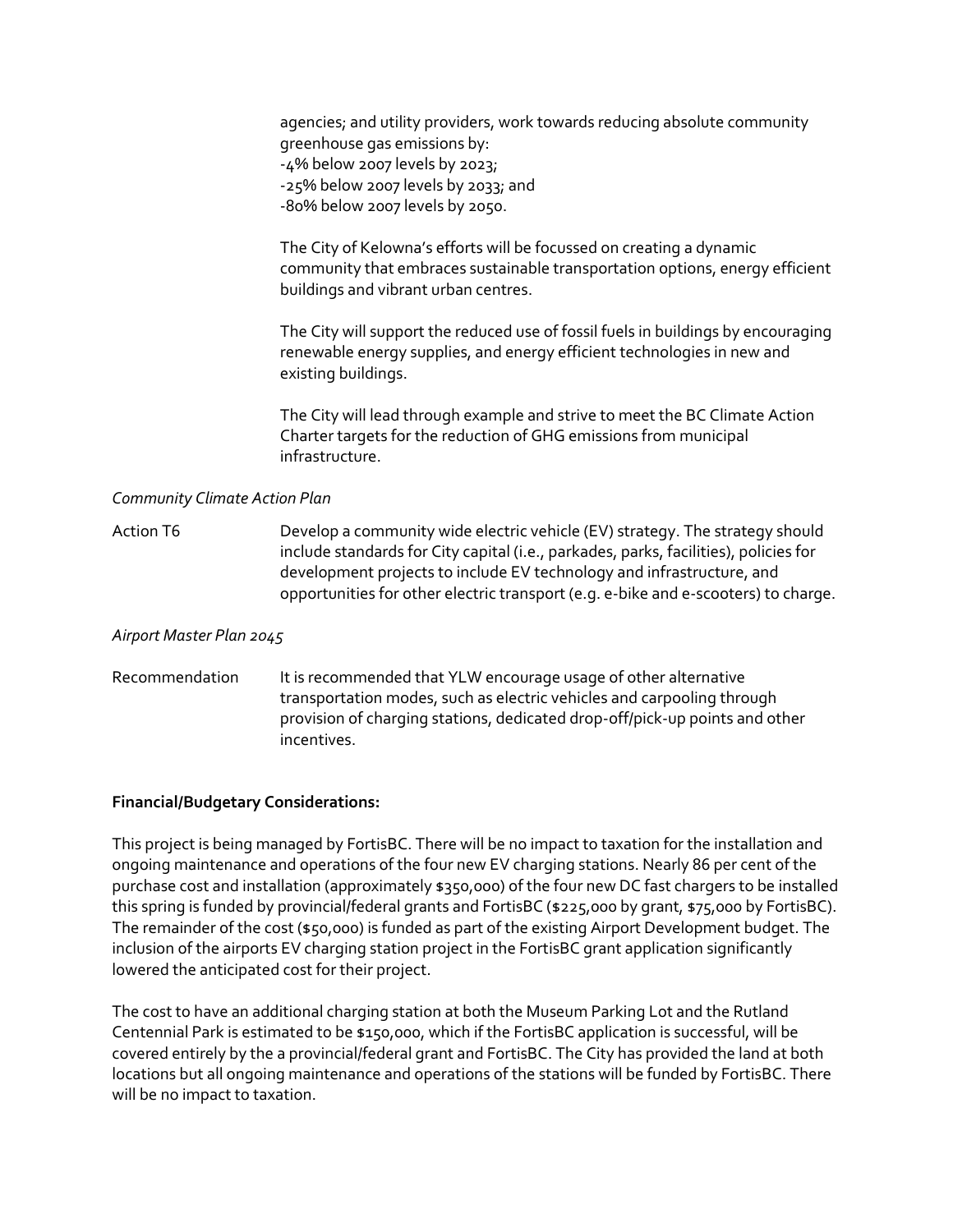agencies; and utility providers, work towards reducing absolute community greenhouse gas emissions by:
-4% below 2007 levels by 2023;
-25% below 2007 levels by 2033; and
-80% below 2007 levels by 2050.

The City of Kelowna's efforts will be focussed on creating a dynamic community that embraces sustainable transportation options, energy efficient buildings and vibrant urban centres.

The City will support the reduced use of fossil fuels in buildings by encouraging renewable energy supplies, and energy efficient technologies in new and existing buildings.

The City will lead through example and strive to meet the BC Climate Action Charter targets for the reduction of GHG emissions from municipal infrastructure.

*Community Climate Action Plan*

Action T6 — Develop a community wide electric vehicle (EV) strategy. The strategy should include standards for City capital (i.e., parkades, parks, facilities), policies for development projects to include EV technology and infrastructure, and opportunities for other electric transport (e.g. e-bike and e-scooters) to charge.

*Airport Master Plan 2045*

Recommendation — It is recommended that YLW encourage usage of other alternative transportation modes, such as electric vehicles and carpooling through provision of charging stations, dedicated drop-off/pick-up points and other incentives.

**Financial/Budgetary Considerations:**

This project is being managed by FortisBC. There will be no impact to taxation for the installation and ongoing maintenance and operations of the four new EV charging stations. Nearly 86 per cent of the purchase cost and installation (approximately $350,000) of the four new DC fast chargers to be installed this spring is funded by provincial/federal grants and FortisBC ($225,000 by grant, $75,000 by FortisBC). The remainder of the cost ($50,000) is funded as part of the existing Airport Development budget. The inclusion of the airports EV charging station project in the FortisBC grant application significantly lowered the anticipated cost for their project.

The cost to have an additional charging station at both the Museum Parking Lot and the Rutland Centennial Park is estimated to be $150,000, which if the FortisBC application is successful, will be covered entirely by the a provincial/federal grant and FortisBC. The City has provided the land at both locations but all ongoing maintenance and operations of the stations will be funded by FortisBC. There will be no impact to taxation.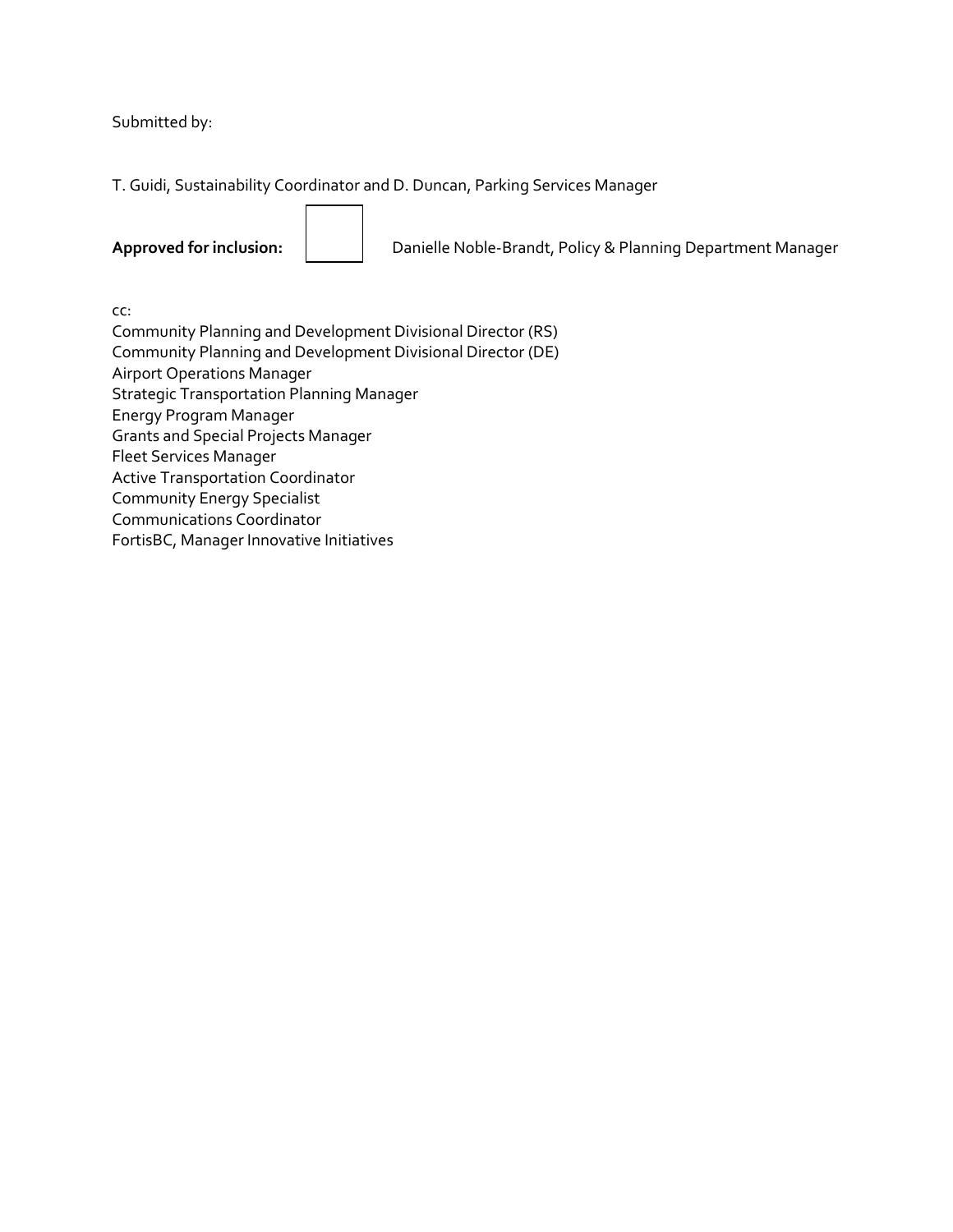Submitted by:

T. Guidi, Sustainability Coordinator and D. Duncan, Parking Services Manager

**Approved for inclusion:** Danielle Noble-Brandt, Policy & Planning Department Manager

cc:
Community Planning and Development Divisional Director (RS)
Community Planning and Development Divisional Director (DE)
Airport Operations Manager
Strategic Transportation Planning Manager
Energy Program Manager
Grants and Special Projects Manager
Fleet Services Manager
Active Transportation Coordinator
Community Energy Specialist
Communications Coordinator
FortisBC, Manager Innovative Initiatives